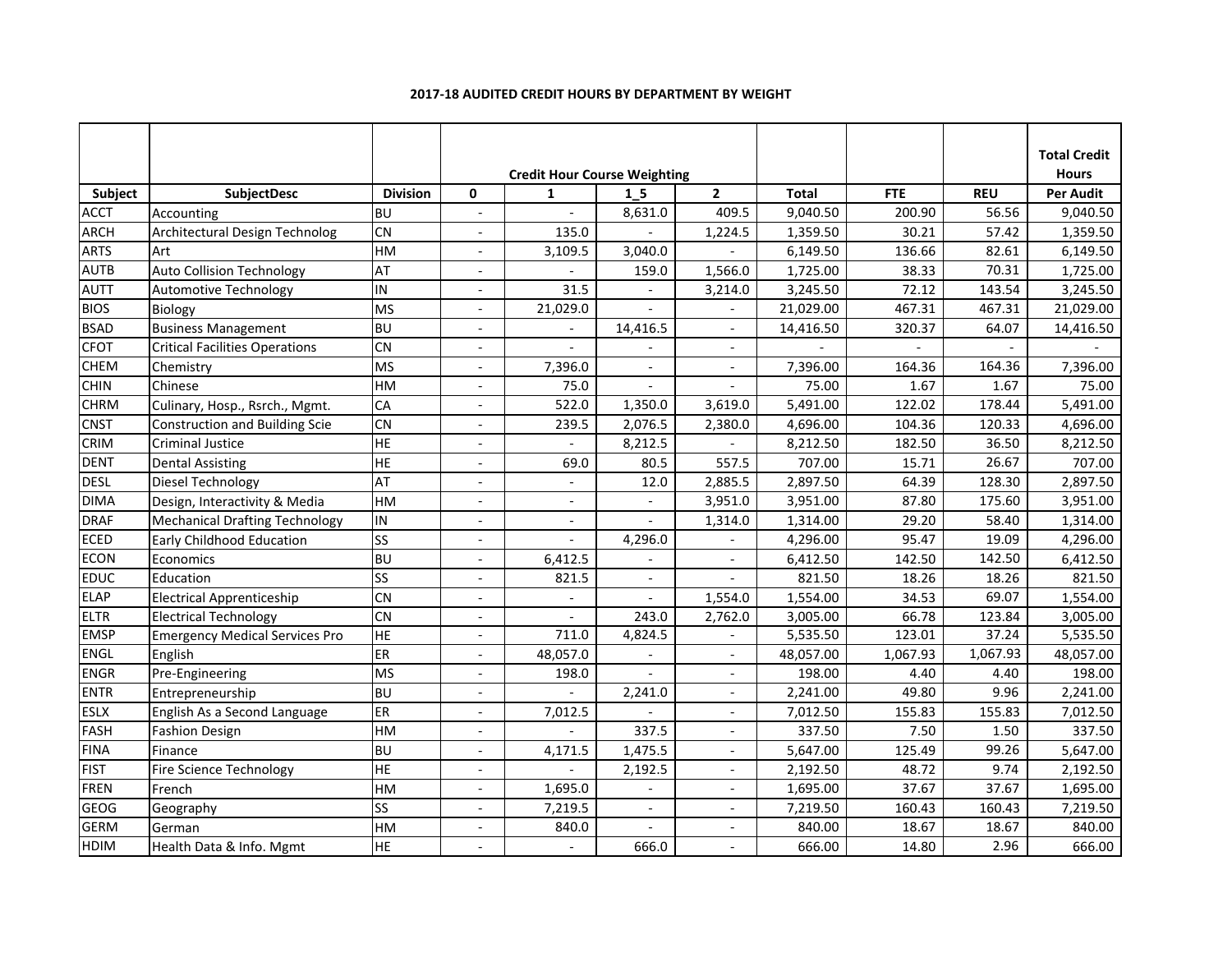### 2017-18 AUDITED CREDIT HOURS BY DEPARTMENT BY WEIGHT

| | | | Credit Hour Course Weighting | | | | | | | Total Credit Hours |
|---|---|---|---|---|---|---|---|---|---|---|
| Subject | SubjectDesc | Division | 0 | 1 | 1_5 | 2 | Total | FTE | REU | Per Audit |
| ACCT | Accounting | BU | - | - | 8,631.0 | 409.5 | 9,040.50 | 200.90 | 56.56 | 9,040.50 |
| ARCH | Architectural Design Technolog | CN | - | 135.0 | - | 1,224.5 | 1,359.50 | 30.21 | 57.42 | 1,359.50 |
| ARTS | Art | HM | - | 3,109.5 | 3,040.0 | - | 6,149.50 | 136.66 | 82.61 | 6,149.50 |
| AUTB | Auto Collision Technology | AT | - | - | 159.0 | 1,566.0 | 1,725.00 | 38.33 | 70.31 | 1,725.00 |
| AUTT | Automotive Technology | IN | - | 31.5 | - | 3,214.0 | 3,245.50 | 72.12 | 143.54 | 3,245.50 |
| BIOS | Biology | MS | - | 21,029.0 | - | - | 21,029.00 | 467.31 | 467.31 | 21,029.00 |
| BSAD | Business Management | BU | - | - | 14,416.5 | - | 14,416.50 | 320.37 | 64.07 | 14,416.50 |
| CFOT | Critical Facilities Operations | CN | - | - | - | - | - | - | - | - |
| CHEM | Chemistry | MS | - | 7,396.0 | - | - | 7,396.00 | 164.36 | 164.36 | 7,396.00 |
| CHIN | Chinese | HM | - | 75.0 | - | - | 75.00 | 1.67 | 1.67 | 75.00 |
| CHRM | Culinary, Hosp., Rsrch., Mgmt. | CA | - | 522.0 | 1,350.0 | 3,619.0 | 5,491.00 | 122.02 | 178.44 | 5,491.00 |
| CNST | Construction and Building Scie | CN | - | 239.5 | 2,076.5 | 2,380.0 | 4,696.00 | 104.36 | 120.33 | 4,696.00 |
| CRIM | Criminal Justice | HE | - | - | 8,212.5 | - | 8,212.50 | 182.50 | 36.50 | 8,212.50 |
| DENT | Dental Assisting | HE | - | 69.0 | 80.5 | 557.5 | 707.00 | 15.71 | 26.67 | 707.00 |
| DESL | Diesel Technology | AT | - | - | 12.0 | 2,885.5 | 2,897.50 | 64.39 | 128.30 | 2,897.50 |
| DIMA | Design, Interactivity & Media | HM | - | - | - | 3,951.0 | 3,951.00 | 87.80 | 175.60 | 3,951.00 |
| DRAF | Mechanical Drafting Technology | IN | - | - | - | 1,314.0 | 1,314.00 | 29.20 | 58.40 | 1,314.00 |
| ECED | Early Childhood Education | SS | - | - | 4,296.0 | - | 4,296.00 | 95.47 | 19.09 | 4,296.00 |
| ECON | Economics | BU | - | 6,412.5 | - | - | 6,412.50 | 142.50 | 142.50 | 6,412.50 |
| EDUC | Education | SS | - | 821.5 | - | - | 821.50 | 18.26 | 18.26 | 821.50 |
| ELAP | Electrical Apprenticeship | CN | - | - | - | 1,554.0 | 1,554.00 | 34.53 | 69.07 | 1,554.00 |
| ELTR | Electrical Technology | CN | - | - | 243.0 | 2,762.0 | 3,005.00 | 66.78 | 123.84 | 3,005.00 |
| EMSP | Emergency Medical Services Pro | HE | - | 711.0 | 4,824.5 | - | 5,535.50 | 123.01 | 37.24 | 5,535.50 |
| ENGL | English | ER | - | 48,057.0 | - | - | 48,057.00 | 1,067.93 | 1,067.93 | 48,057.00 |
| ENGR | Pre-Engineering | MS | - | 198.0 | - | - | 198.00 | 4.40 | 4.40 | 198.00 |
| ENTR | Entrepreneurship | BU | - | - | 2,241.0 | - | 2,241.00 | 49.80 | 9.96 | 2,241.00 |
| ESLX | English As a Second Language | ER | - | 7,012.5 | - | - | 7,012.50 | 155.83 | 155.83 | 7,012.50 |
| FASH | Fashion Design | HM | - | - | 337.5 | - | 337.50 | 7.50 | 1.50 | 337.50 |
| FINA | Finance | BU | - | 4,171.5 | 1,475.5 | - | 5,647.00 | 125.49 | 99.26 | 5,647.00 |
| FIST | Fire Science Technology | HE | - | - | 2,192.5 | - | 2,192.50 | 48.72 | 9.74 | 2,192.50 |
| FREN | French | HM | - | 1,695.0 | - | - | 1,695.00 | 37.67 | 37.67 | 1,695.00 |
| GEOG | Geography | SS | - | 7,219.5 | - | - | 7,219.50 | 160.43 | 160.43 | 7,219.50 |
| GERM | German | HM | - | 840.0 | - | - | 840.00 | 18.67 | 18.67 | 840.00 |
| HDIM | Health Data & Info. Mgmt | HE | - | - | 666.0 | - | 666.00 | 14.80 | 2.96 | 666.00 |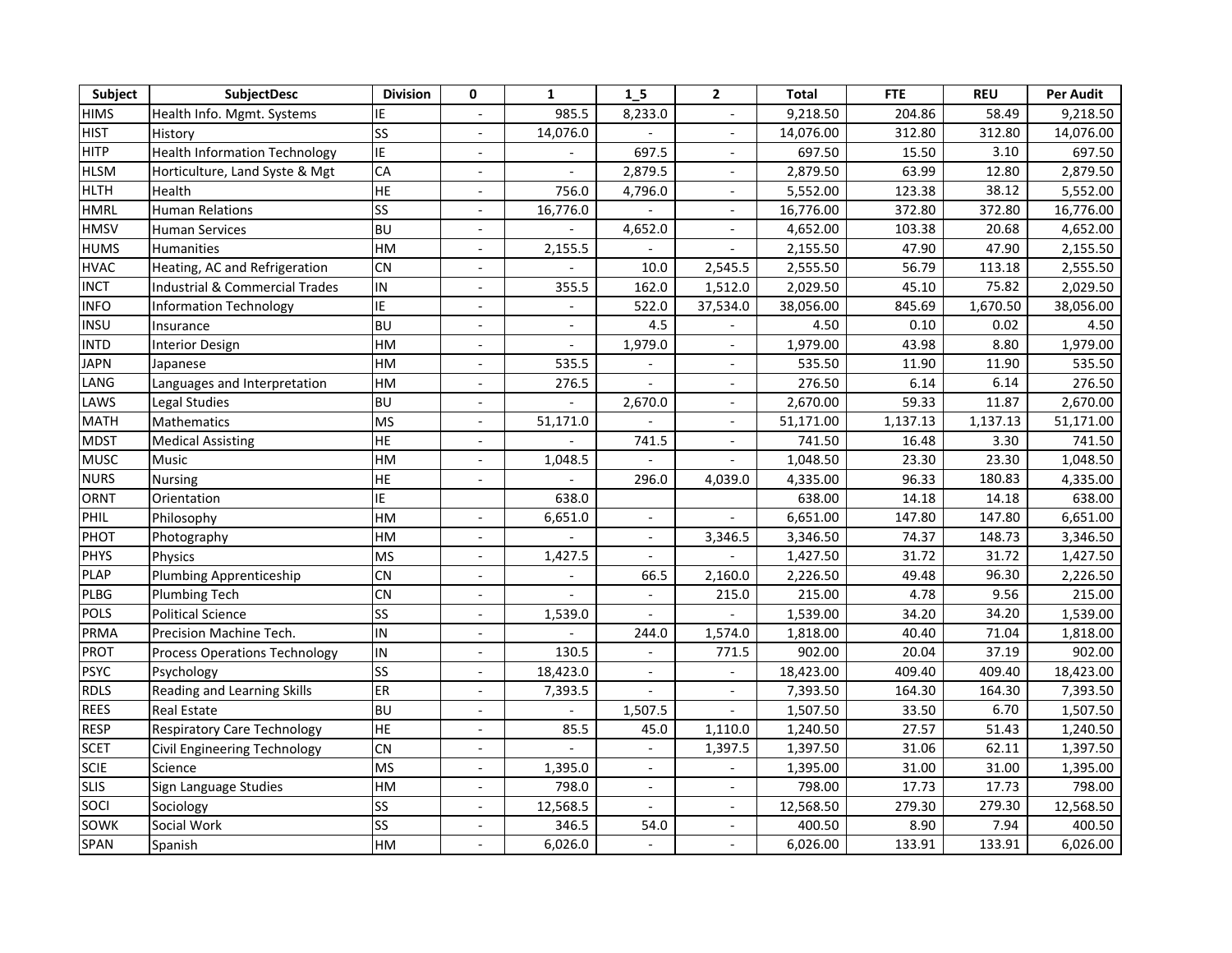| Subject | SubjectDesc | Division | 0 | 1 | 1_5 | 2 | Total | FTE | REU | Per Audit |
|---|---|---|---|---|---|---|---|---|---|---|
| HIMS | Health Info. Mgmt. Systems | IE | - | 985.5 | 8,233.0 | - | 9,218.50 | 204.86 | 58.49 | 9,218.50 |
| HIST | History | SS | - | 14,076.0 | - | - | 14,076.00 | 312.80 | 312.80 | 14,076.00 |
| HITP | Health Information Technology | IE | - | - | 697.5 | - | 697.50 | 15.50 | 3.10 | 697.50 |
| HLSM | Horticulture, Land Syste & Mgt | CA | - | - | 2,879.5 | - | 2,879.50 | 63.99 | 12.80 | 2,879.50 |
| HLTH | Health | HE | - | 756.0 | 4,796.0 | - | 5,552.00 | 123.38 | 38.12 | 5,552.00 |
| HMRL | Human Relations | SS | - | 16,776.0 | - | - | 16,776.00 | 372.80 | 372.80 | 16,776.00 |
| HMSV | Human Services | BU | - | - | 4,652.0 | - | 4,652.00 | 103.38 | 20.68 | 4,652.00 |
| HUMS | Humanities | HM | - | 2,155.5 | - | - | 2,155.50 | 47.90 | 47.90 | 2,155.50 |
| HVAC | Heating, AC and Refrigeration | CN | - | - | 10.0 | 2,545.5 | 2,555.50 | 56.79 | 113.18 | 2,555.50 |
| INCT | Industrial & Commercial Trades | IN | - | 355.5 | 162.0 | 1,512.0 | 2,029.50 | 45.10 | 75.82 | 2,029.50 |
| INFO | Information Technology | IE | - | - | 522.0 | 37,534.0 | 38,056.00 | 845.69 | 1,670.50 | 38,056.00 |
| INSU | Insurance | BU | - | - | 4.5 | - | 4.50 | 0.10 | 0.02 | 4.50 |
| INTD | Interior Design | HM | - | - | 1,979.0 | - | 1,979.00 | 43.98 | 8.80 | 1,979.00 |
| JAPN | Japanese | HM | - | 535.5 | - | - | 535.50 | 11.90 | 11.90 | 535.50 |
| LANG | Languages and Interpretation | HM | - | 276.5 | - | - | 276.50 | 6.14 | 6.14 | 276.50 |
| LAWS | Legal Studies | BU | - | - | 2,670.0 | - | 2,670.00 | 59.33 | 11.87 | 2,670.00 |
| MATH | Mathematics | MS | - | 51,171.0 | - | - | 51,171.00 | 1,137.13 | 1,137.13 | 51,171.00 |
| MDST | Medical Assisting | HE | - | - | 741.5 | - | 741.50 | 16.48 | 3.30 | 741.50 |
| MUSC | Music | HM | - | 1,048.5 | - | - | 1,048.50 | 23.30 | 23.30 | 1,048.50 |
| NURS | Nursing | HE | - | - | 296.0 | 4,039.0 | 4,335.00 | 96.33 | 180.83 | 4,335.00 |
| ORNT | Orientation | IE | | 638.0 | | | 638.00 | 14.18 | 14.18 | 638.00 |
| PHIL | Philosophy | HM | - | 6,651.0 | - | - | 6,651.00 | 147.80 | 147.80 | 6,651.00 |
| PHOT | Photography | HM | - | - | - | 3,346.5 | 3,346.50 | 74.37 | 148.73 | 3,346.50 |
| PHYS | Physics | MS | - | 1,427.5 | - | - | 1,427.50 | 31.72 | 31.72 | 1,427.50 |
| PLAP | Plumbing Apprenticeship | CN | - | - | 66.5 | 2,160.0 | 2,226.50 | 49.48 | 96.30 | 2,226.50 |
| PLBG | Plumbing Tech | CN | - | - | - | 215.0 | 215.00 | 4.78 | 9.56 | 215.00 |
| POLS | Political Science | SS | - | 1,539.0 | - | - | 1,539.00 | 34.20 | 34.20 | 1,539.00 |
| PRMA | Precision Machine Tech. | IN | - | - | 244.0 | 1,574.0 | 1,818.00 | 40.40 | 71.04 | 1,818.00 |
| PROT | Process Operations Technology | IN | - | 130.5 | - | 771.5 | 902.00 | 20.04 | 37.19 | 902.00 |
| PSYC | Psychology | SS | - | 18,423.0 | - | - | 18,423.00 | 409.40 | 409.40 | 18,423.00 |
| RDLS | Reading and Learning Skills | ER | - | 7,393.5 | - | - | 7,393.50 | 164.30 | 164.30 | 7,393.50 |
| REES | Real Estate | BU | - | - | 1,507.5 | - | 1,507.50 | 33.50 | 6.70 | 1,507.50 |
| RESP | Respiratory Care Technology | HE | - | 85.5 | 45.0 | 1,110.0 | 1,240.50 | 27.57 | 51.43 | 1,240.50 |
| SCET | Civil Engineering Technology | CN | - | - | - | 1,397.5 | 1,397.50 | 31.06 | 62.11 | 1,397.50 |
| SCIE | Science | MS | - | 1,395.0 | - | - | 1,395.00 | 31.00 | 31.00 | 1,395.00 |
| SLIS | Sign Language Studies | HM | - | 798.0 | - | - | 798.00 | 17.73 | 17.73 | 798.00 |
| SOCI | Sociology | SS | - | 12,568.5 | - | - | 12,568.50 | 279.30 | 279.30 | 12,568.50 |
| SOWK | Social Work | SS | - | 346.5 | 54.0 | - | 400.50 | 8.90 | 7.94 | 400.50 |
| SPAN | Spanish | HM | - | 6,026.0 | - | - | 6,026.00 | 133.91 | 133.91 | 6,026.00 |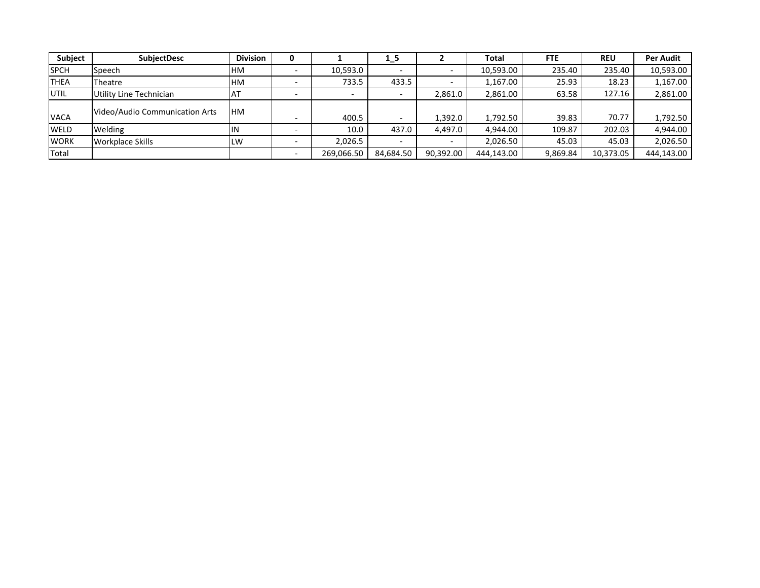| Subject | SubjectDesc | Division | 0 | 1 | 1_5 | 2 | Total | FTE | REU | Per Audit |
|---|---|---|---|---|---|---|---|---|---|---|
| SPCH | Speech | HM | - | 10,593.0 | - | - | 10,593.00 | 235.40 | 235.40 | 10,593.00 |
| THEA | Theatre | HM | - | 733.5 | 433.5 | - | 1,167.00 | 25.93 | 18.23 | 1,167.00 |
| UTIL | Utility Line Technician | AT | - | - | - | 2,861.0 | 2,861.00 | 63.58 | 127.16 | 2,861.00 |
| VACA | Video/Audio Communication Arts | HM | - | 400.5 | - | 1,392.0 | 1,792.50 | 39.83 | 70.77 | 1,792.50 |
| WELD | Welding | IN | - | 10.0 | 437.0 | 4,497.0 | 4,944.00 | 109.87 | 202.03 | 4,944.00 |
| WORK | Workplace Skills | LW | - | 2,026.5 | - | - | 2,026.50 | 45.03 | 45.03 | 2,026.50 |
| Total | | | - | 269,066.50 | 84,684.50 | 90,392.00 | 444,143.00 | 9,869.84 | 10,373.05 | 444,143.00 |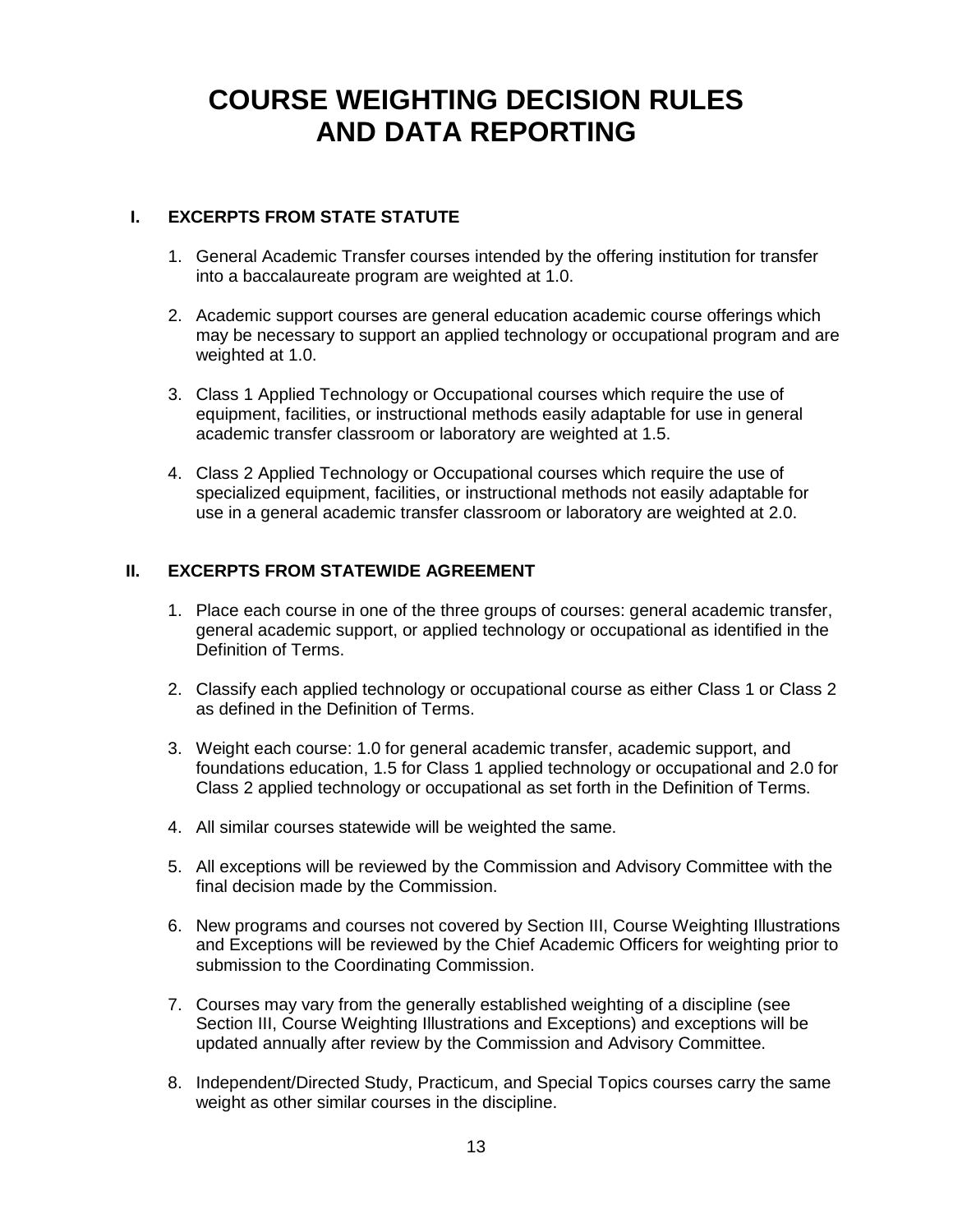# COURSE WEIGHTING DECISION RULES AND DATA REPORTING

## I. EXCERPTS FROM STATE STATUTE

1. General Academic Transfer courses intended by the offering institution for transfer into a baccalaureate program are weighted at 1.0.

2. Academic support courses are general education academic course offerings which may be necessary to support an applied technology or occupational program and are weighted at 1.0.

3. Class 1 Applied Technology or Occupational courses which require the use of equipment, facilities, or instructional methods easily adaptable for use in general academic transfer classroom or laboratory are weighted at 1.5.

4. Class 2 Applied Technology or Occupational courses which require the use of specialized equipment, facilities, or instructional methods not easily adaptable for use in a general academic transfer classroom or laboratory are weighted at 2.0.

## II. EXCERPTS FROM STATEWIDE AGREEMENT

1. Place each course in one of the three groups of courses: general academic transfer, general academic support, or applied technology or occupational as identified in the Definition of Terms.

2. Classify each applied technology or occupational course as either Class 1 or Class 2 as defined in the Definition of Terms.

3. Weight each course: 1.0 for general academic transfer, academic support, and foundations education, 1.5 for Class 1 applied technology or occupational and 2.0 for Class 2 applied technology or occupational as set forth in the Definition of Terms.

4. All similar courses statewide will be weighted the same.

5. All exceptions will be reviewed by the Commission and Advisory Committee with the final decision made by the Commission.

6. New programs and courses not covered by Section III, Course Weighting Illustrations and Exceptions will be reviewed by the Chief Academic Officers for weighting prior to submission to the Coordinating Commission.

7. Courses may vary from the generally established weighting of a discipline (see Section III, Course Weighting Illustrations and Exceptions) and exceptions will be updated annually after review by the Commission and Advisory Committee.

8. Independent/Directed Study, Practicum, and Special Topics courses carry the same weight as other similar courses in the discipline.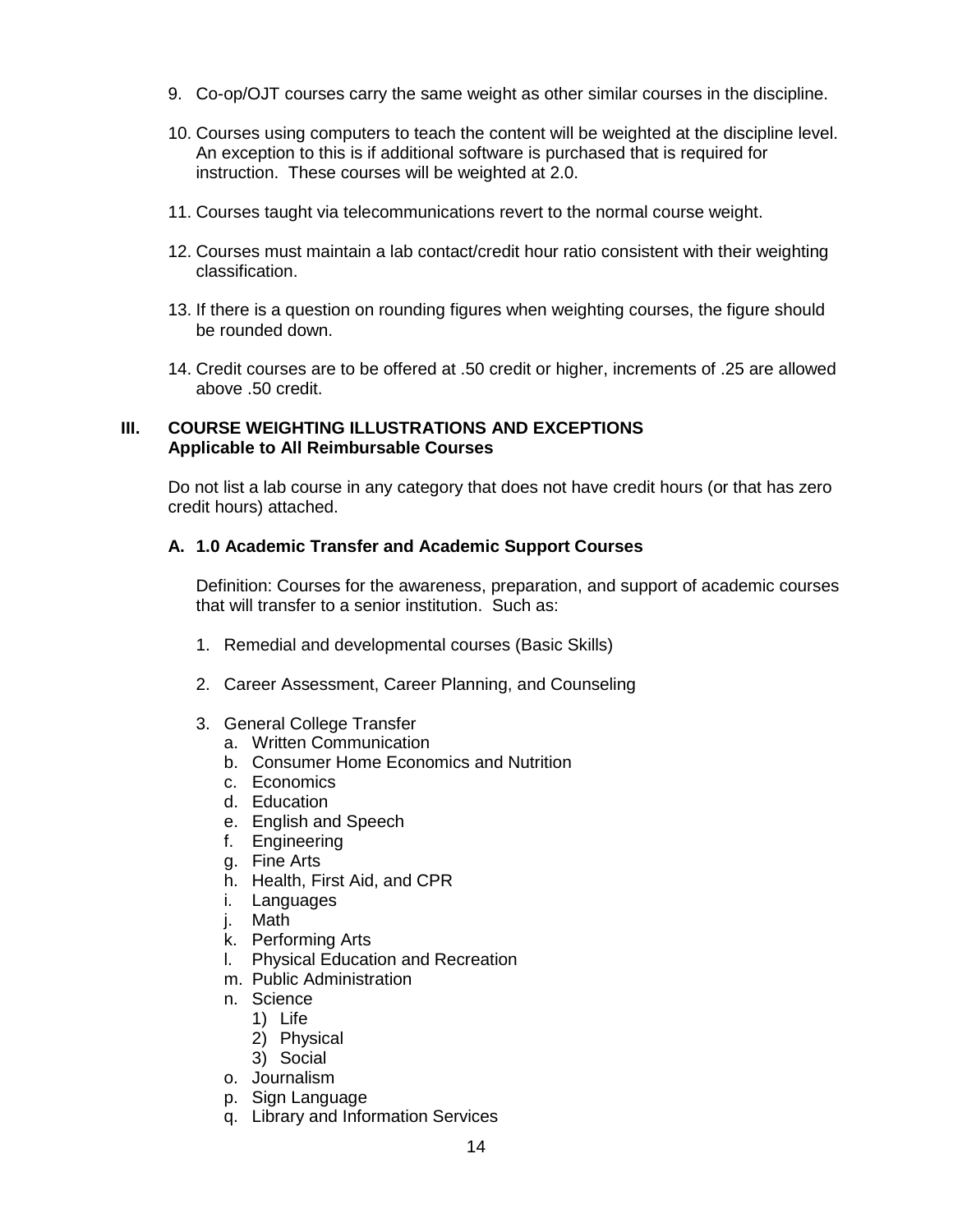9. Co-op/OJT courses carry the same weight as other similar courses in the discipline.

10. Courses using computers to teach the content will be weighted at the discipline level. An exception to this is if additional software is purchased that is required for instruction. These courses will be weighted at 2.0.

11. Courses taught via telecommunications revert to the normal course weight.

12. Courses must maintain a lab contact/credit hour ratio consistent with their weighting classification.

13. If there is a question on rounding figures when weighting courses, the figure should be rounded down.

14. Credit courses are to be offered at .50 credit or higher, increments of .25 are allowed above .50 credit.

## III. COURSE WEIGHTING ILLUSTRATIONS AND EXCEPTIONS
**Applicable to All Reimbursable Courses**

Do not list a lab course in any category that does not have credit hours (or that has zero credit hours) attached.

### A. 1.0 Academic Transfer and Academic Support Courses

Definition: Courses for the awareness, preparation, and support of academic courses that will transfer to a senior institution. Such as:

1. Remedial and developmental courses (Basic Skills)

2. Career Assessment, Career Planning, and Counseling

3. General College Transfer
   a. Written Communication
   b. Consumer Home Economics and Nutrition
   c. Economics
   d. Education
   e. English and Speech
   f. Engineering
   g. Fine Arts
   h. Health, First Aid, and CPR
   i. Languages
   j. Math
   k. Performing Arts
   l. Physical Education and Recreation
   m. Public Administration
   n. Science
      1) Life
      2) Physical
      3) Social
   o. Journalism
   p. Sign Language
   q. Library and Information Services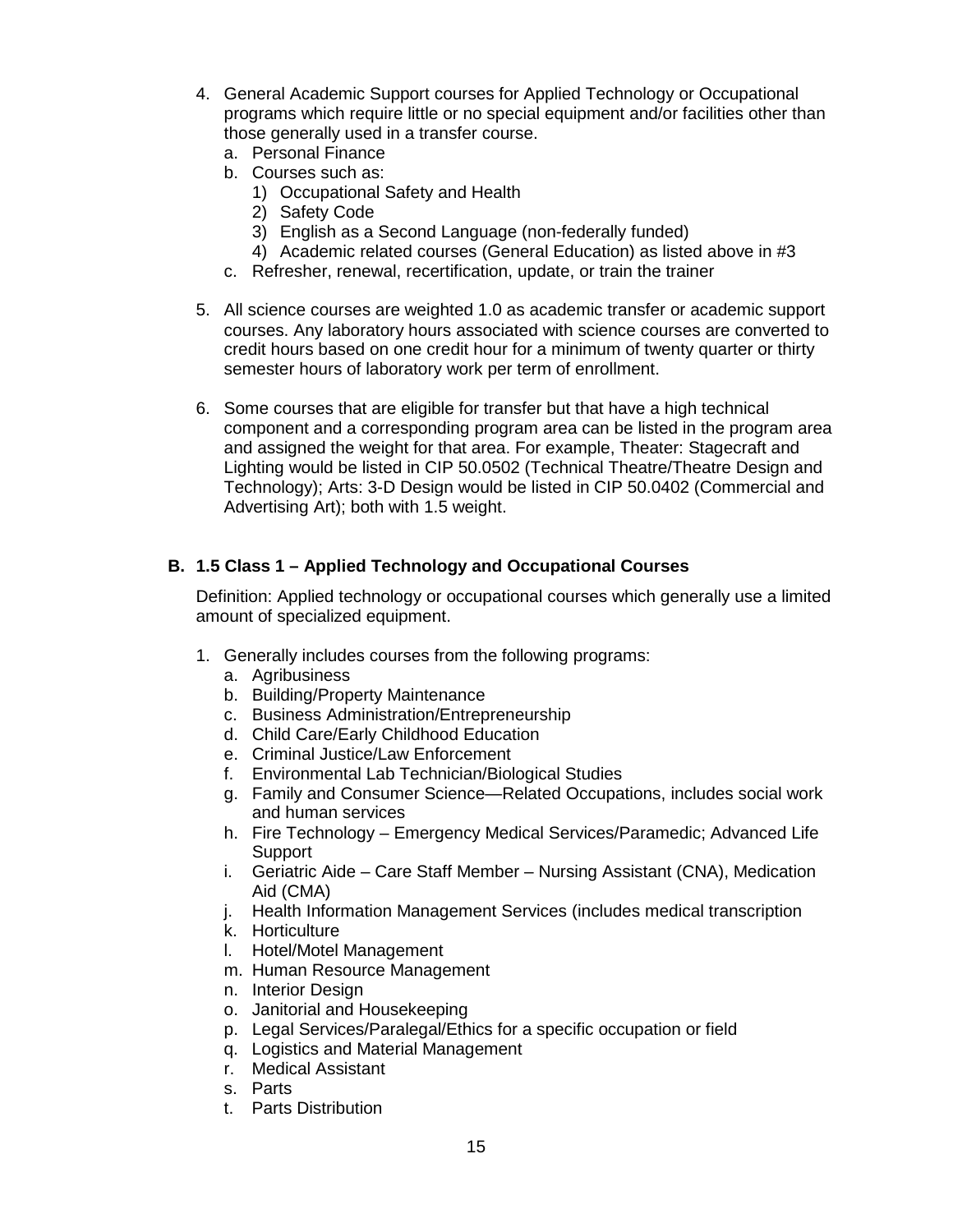4. General Academic Support courses for Applied Technology or Occupational programs which require little or no special equipment and/or facilities other than those generally used in a transfer course.
   a. Personal Finance
   b. Courses such as:
      1) Occupational Safety and Health
      2) Safety Code
      3) English as a Second Language (non-federally funded)
      4) Academic related courses (General Education) as listed above in #3
   c. Refresher, renewal, recertification, update, or train the trainer

5. All science courses are weighted 1.0 as academic transfer or academic support courses. Any laboratory hours associated with science courses are converted to credit hours based on one credit hour for a minimum of twenty quarter or thirty semester hours of laboratory work per term of enrollment.

6. Some courses that are eligible for transfer but that have a high technical component and a corresponding program area can be listed in the program area and assigned the weight for that area. For example, Theater: Stagecraft and Lighting would be listed in CIP 50.0502 (Technical Theatre/Theatre Design and Technology); Arts: 3-D Design would be listed in CIP 50.0402 (Commercial and Advertising Art); both with 1.5 weight.

### B. 1.5 Class 1 – Applied Technology and Occupational Courses

Definition: Applied technology or occupational courses which generally use a limited amount of specialized equipment.

1. Generally includes courses from the following programs:
   a. Agribusiness
   b. Building/Property Maintenance
   c. Business Administration/Entrepreneurship
   d. Child Care/Early Childhood Education
   e. Criminal Justice/Law Enforcement
   f. Environmental Lab Technician/Biological Studies
   g. Family and Consumer Science—Related Occupations, includes social work and human services
   h. Fire Technology – Emergency Medical Services/Paramedic; Advanced Life Support
   i. Geriatric Aide – Care Staff Member – Nursing Assistant (CNA), Medication Aid (CMA)
   j. Health Information Management Services (includes medical transcription
   k. Horticulture
   l. Hotel/Motel Management
   m. Human Resource Management
   n. Interior Design
   o. Janitorial and Housekeeping
   p. Legal Services/Paralegal/Ethics for a specific occupation or field
   q. Logistics and Material Management
   r. Medical Assistant
   s. Parts
   t. Parts Distribution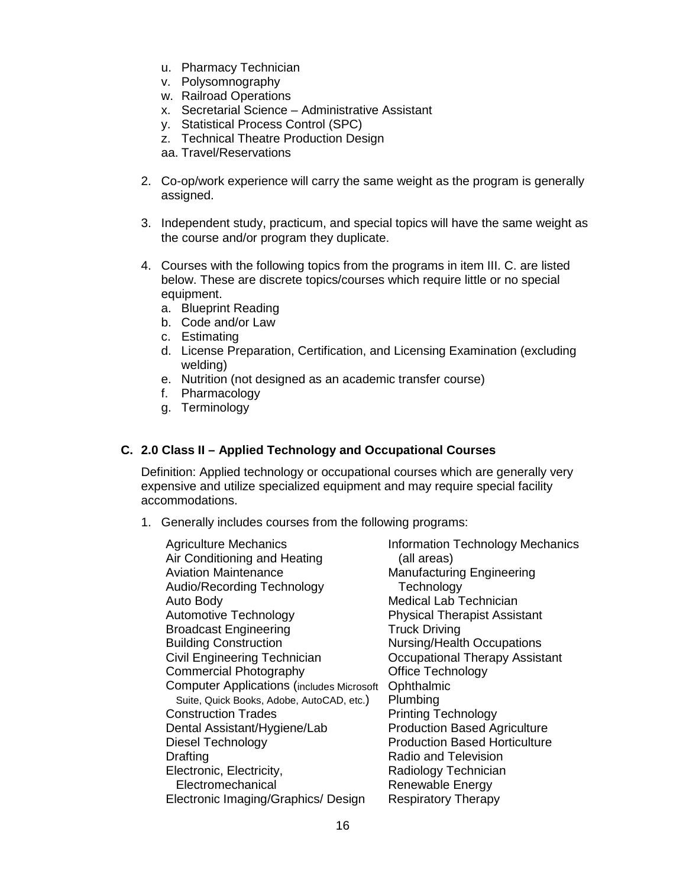u. Pharmacy Technician
v. Polysomnography
w. Railroad Operations
x. Secretarial Science – Administrative Assistant
y. Statistical Process Control (SPC)
z. Technical Theatre Production Design
aa. Travel/Reservations

2. Co-op/work experience will carry the same weight as the program is generally assigned.

3. Independent study, practicum, and special topics will have the same weight as the course and/or program they duplicate.

4. Courses with the following topics from the programs in item III. C. are listed below. These are discrete topics/courses which require little or no special equipment.
   a. Blueprint Reading
   b. Code and/or Law
   c. Estimating
   d. License Preparation, Certification, and Licensing Examination (excluding welding)
   e. Nutrition (not designed as an academic transfer course)
   f. Pharmacology
   g. Terminology

**C. 2.0 Class II – Applied Technology and Occupational Courses**

Definition: Applied technology or occupational courses which are generally very expensive and utilize specialized equipment and may require special facility accommodations.

1. Generally includes courses from the following programs:

   Agriculture Mechanics
   Air Conditioning and Heating
   Aviation Maintenance
   Audio/Recording Technology
   Auto Body
   Automotive Technology
   Broadcast Engineering
   Building Construction
   Civil Engineering Technician
   Commercial Photography
   Computer Applications (includes Microsoft Suite, Quick Books, Adobe, AutoCAD, etc.)
   Construction Trades
   Dental Assistant/Hygiene/Lab
   Diesel Technology
   Drafting
   Electronic, Electricity, Electromechanical
   Electronic Imaging/Graphics/ Design
   Information Technology Mechanics (all areas)
   Manufacturing Engineering Technology
   Medical Lab Technician
   Physical Therapist Assistant
   Truck Driving
   Nursing/Health Occupations
   Occupational Therapy Assistant
   Office Technology
   Ophthalmic
   Plumbing
   Printing Technology
   Production Based Agriculture
   Production Based Horticulture
   Radio and Television
   Radiology Technician
   Renewable Energy
   Respiratory Therapy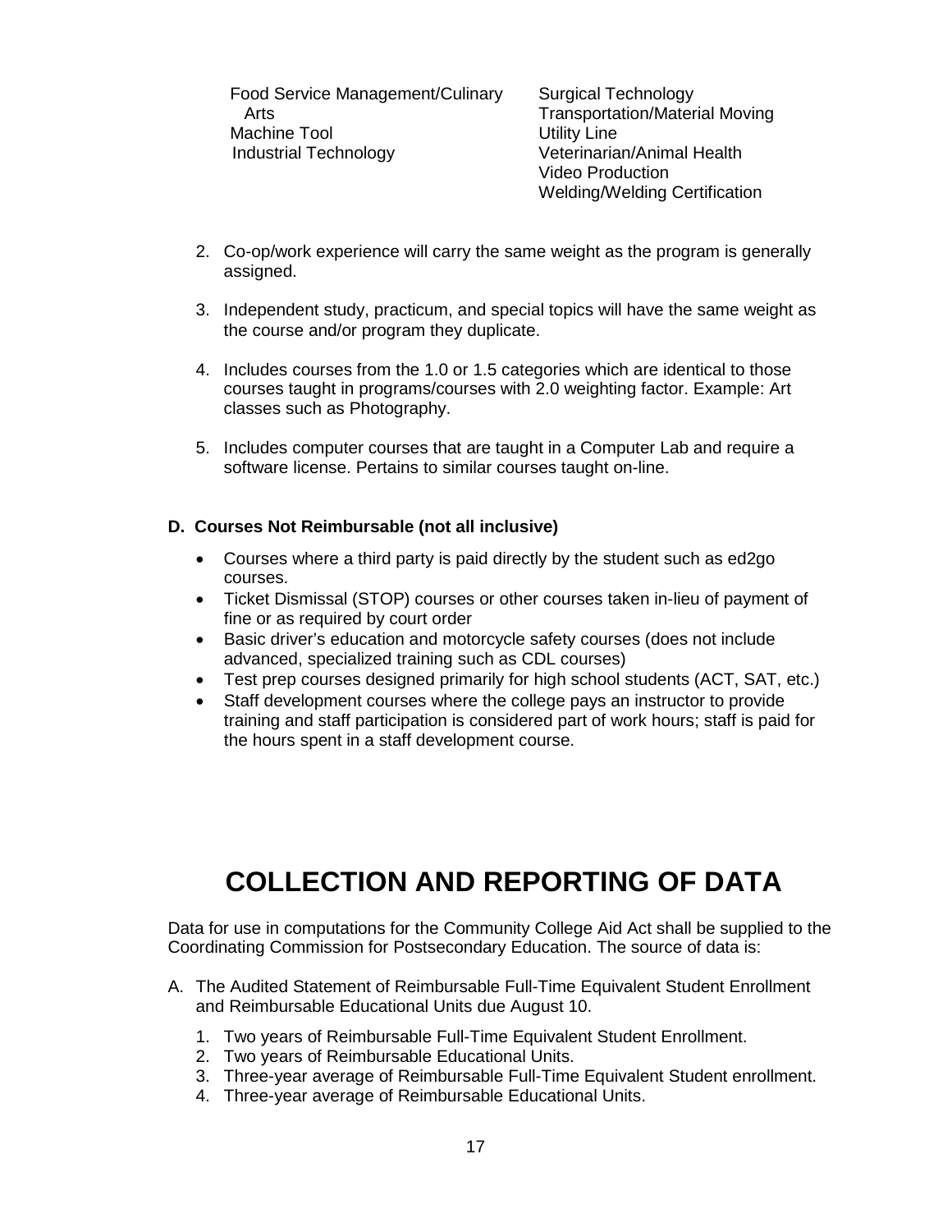Food Service Management/Culinary Arts
Machine Tool
Industrial Technology
Surgical Technology
Transportation/Material Moving
Utility Line
Veterinarian/Animal Health
Video Production
Welding/Welding Certification

2. Co-op/work experience will carry the same weight as the program is generally assigned.

3. Independent study, practicum, and special topics will have the same weight as the course and/or program they duplicate.

4. Includes courses from the 1.0 or 1.5 categories which are identical to those courses taught in programs/courses with 2.0 weighting factor. Example: Art classes such as Photography.

5. Includes computer courses that are taught in a Computer Lab and require a software license. Pertains to similar courses taught on-line.

**D. Courses Not Reimbursable (not all inclusive)**

- Courses where a third party is paid directly by the student such as ed2go courses.
- Ticket Dismissal (STOP) courses or other courses taken in-lieu of payment of fine or as required by court order
- Basic driver's education and motorcycle safety courses (does not include advanced, specialized training such as CDL courses)
- Test prep courses designed primarily for high school students (ACT, SAT, etc.)
- Staff development courses where the college pays an instructor to provide training and staff participation is considered part of work hours; staff is paid for the hours spent in a staff development course.

# COLLECTION AND REPORTING OF DATA

Data for use in computations for the Community College Aid Act shall be supplied to the Coordinating Commission for Postsecondary Education. The source of data is:

A. The Audited Statement of Reimbursable Full-Time Equivalent Student Enrollment and Reimbursable Educational Units due August 10.

   1. Two years of Reimbursable Full-Time Equivalent Student Enrollment.
   2. Two years of Reimbursable Educational Units.
   3. Three-year average of Reimbursable Full-Time Equivalent Student enrollment.
   4. Three-year average of Reimbursable Educational Units.